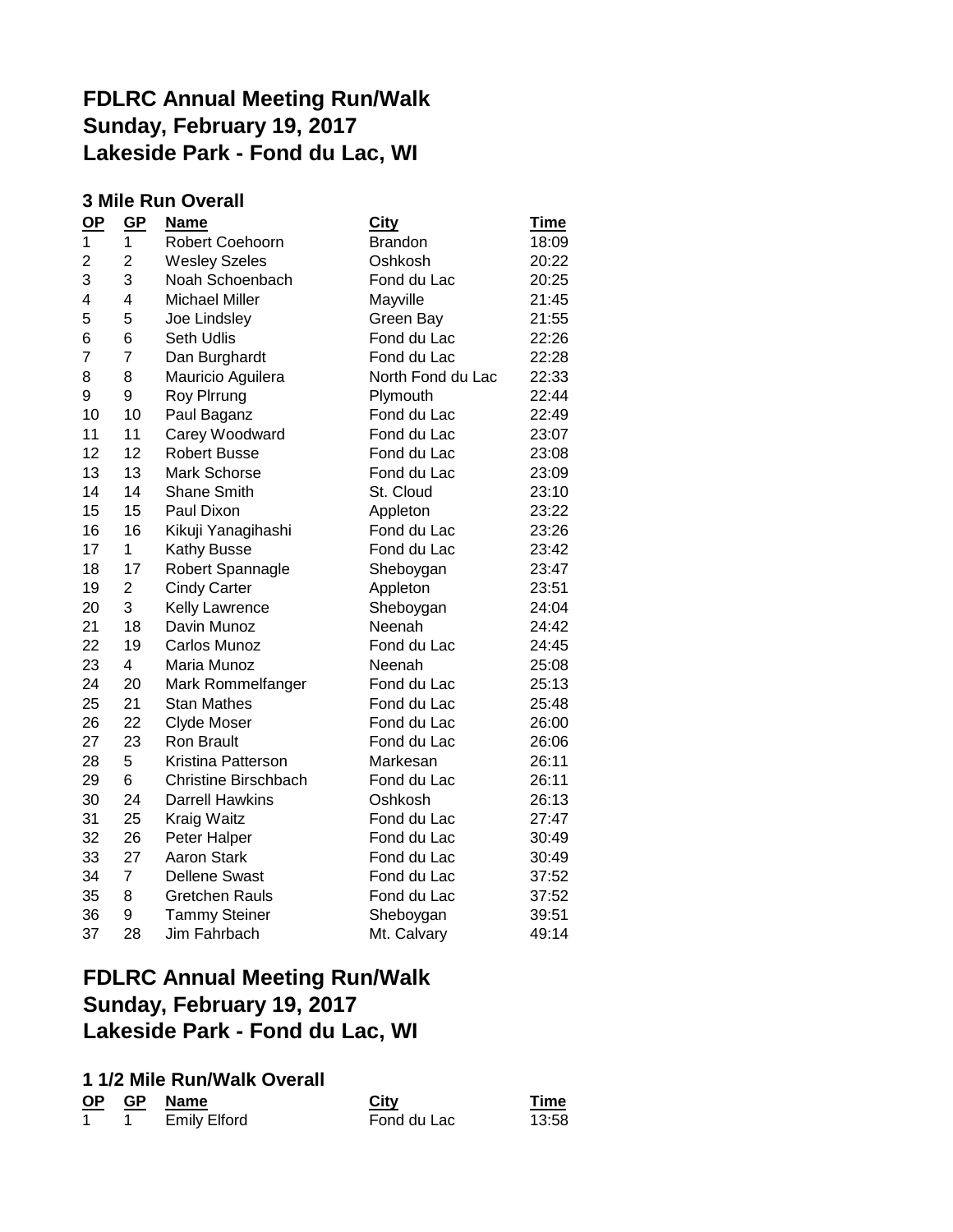# FDLRC Annual Meeting Run/Walk
# Sunday, February 19, 2017
# Lakeside Park - Fond du Lac, WI

### 3 Mile Run Overall

| OP | GP | Name | City | Time |
|---|---|---|---|---|
| 1 | 1 | Robert Coehoorn | Brandon | 18:09 |
| 2 | 2 | Wesley Szeles | Oshkosh | 20:22 |
| 3 | 3 | Noah Schoenbach | Fond du Lac | 20:25 |
| 4 | 4 | Michael Miller | Mayville | 21:45 |
| 5 | 5 | Joe Lindsley | Green Bay | 21:55 |
| 6 | 6 | Seth Udlis | Fond du Lac | 22:26 |
| 7 | 7 | Dan Burghardt | Fond du Lac | 22:28 |
| 8 | 8 | Mauricio Aguilera | North Fond du Lac | 22:33 |
| 9 | 9 | Roy Plrrung | Plymouth | 22:44 |
| 10 | 10 | Paul Baganz | Fond du Lac | 22:49 |
| 11 | 11 | Carey Woodward | Fond du Lac | 23:07 |
| 12 | 12 | Robert Busse | Fond du Lac | 23:08 |
| 13 | 13 | Mark Schorse | Fond du Lac | 23:09 |
| 14 | 14 | Shane Smith | St. Cloud | 23:10 |
| 15 | 15 | Paul Dixon | Appleton | 23:22 |
| 16 | 16 | Kikuji Yanagihashi | Fond du Lac | 23:26 |
| 17 | 1 | Kathy Busse | Fond du Lac | 23:42 |
| 18 | 17 | Robert Spannagle | Sheboygan | 23:47 |
| 19 | 2 | Cindy Carter | Appleton | 23:51 |
| 20 | 3 | Kelly Lawrence | Sheboygan | 24:04 |
| 21 | 18 | Davin Munoz | Neenah | 24:42 |
| 22 | 19 | Carlos Munoz | Fond du Lac | 24:45 |
| 23 | 4 | Maria Munoz | Neenah | 25:08 |
| 24 | 20 | Mark Rommelfanger | Fond du Lac | 25:13 |
| 25 | 21 | Stan Mathes | Fond du Lac | 25:48 |
| 26 | 22 | Clyde Moser | Fond du Lac | 26:00 |
| 27 | 23 | Ron Brault | Fond du Lac | 26:06 |
| 28 | 5 | Kristina Patterson | Markesan | 26:11 |
| 29 | 6 | Christine Birschbach | Fond du Lac | 26:11 |
| 30 | 24 | Darrell Hawkins | Oshkosh | 26:13 |
| 31 | 25 | Kraig Waitz | Fond du Lac | 27:47 |
| 32 | 26 | Peter Halper | Fond du Lac | 30:49 |
| 33 | 27 | Aaron Stark | Fond du Lac | 30:49 |
| 34 | 7 | Dellene Swast | Fond du Lac | 37:52 |
| 35 | 8 | Gretchen Rauls | Fond du Lac | 37:52 |
| 36 | 9 | Tammy Steiner | Sheboygan | 39:51 |
| 37 | 28 | Jim Fahrbach | Mt. Calvary | 49:14 |

# FDLRC Annual Meeting Run/Walk
# Sunday, February 19, 2017
# Lakeside Park - Fond du Lac, WI

### 1 1/2 Mile Run/Walk Overall

| OP | GP | Name | City | Time |
|---|---|---|---|---|
| 1 | 1 | Emily Elford | Fond du Lac | 13:58 |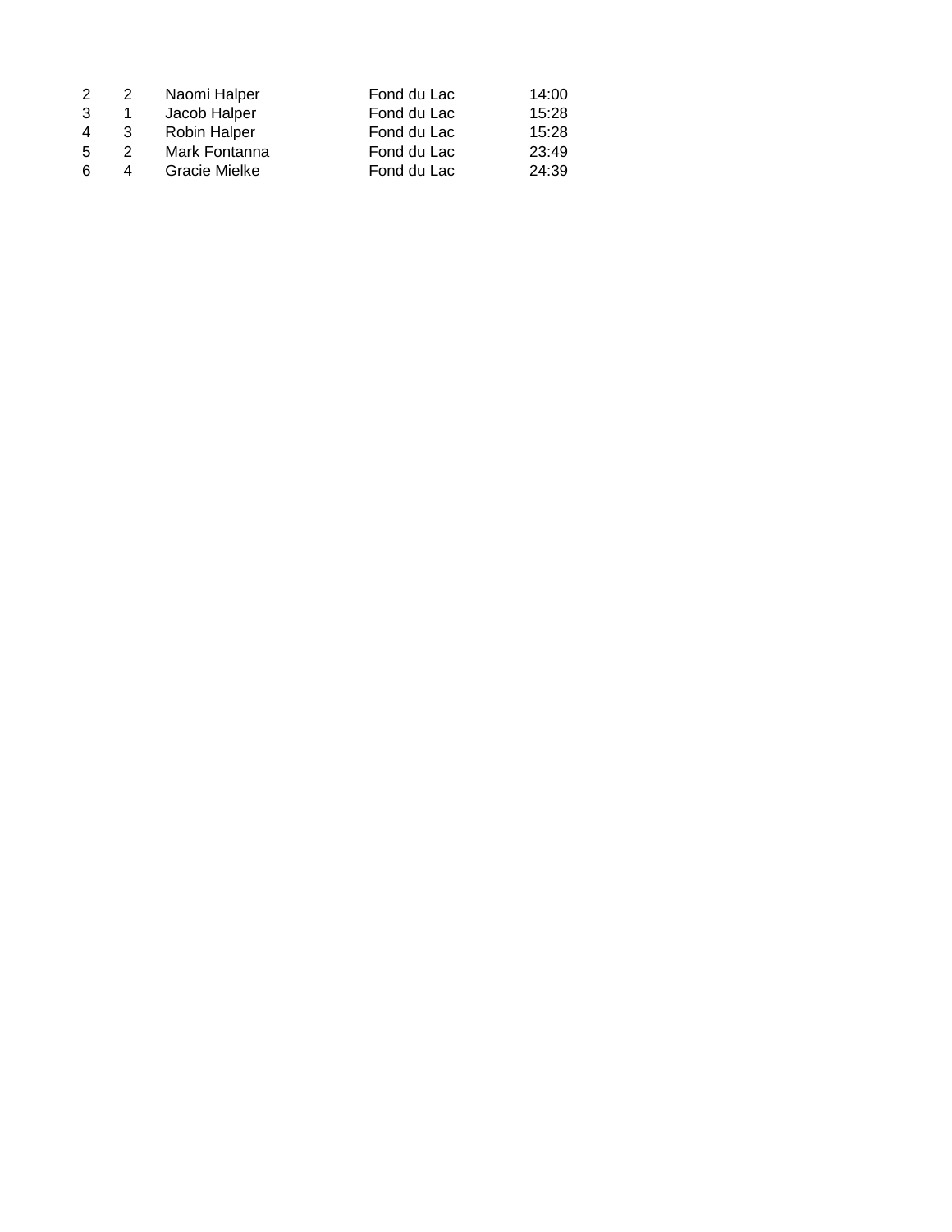| | | | | |
|---|---|---|---|---|
| 2 | 2 | Naomi Halper | Fond du Lac | 14:00 |
| 3 | 1 | Jacob Halper | Fond du Lac | 15:28 |
| 4 | 3 | Robin Halper | Fond du Lac | 15:28 |
| 5 | 2 | Mark Fontanna | Fond du Lac | 23:49 |
| 6 | 4 | Gracie Mielke | Fond du Lac | 24:39 |